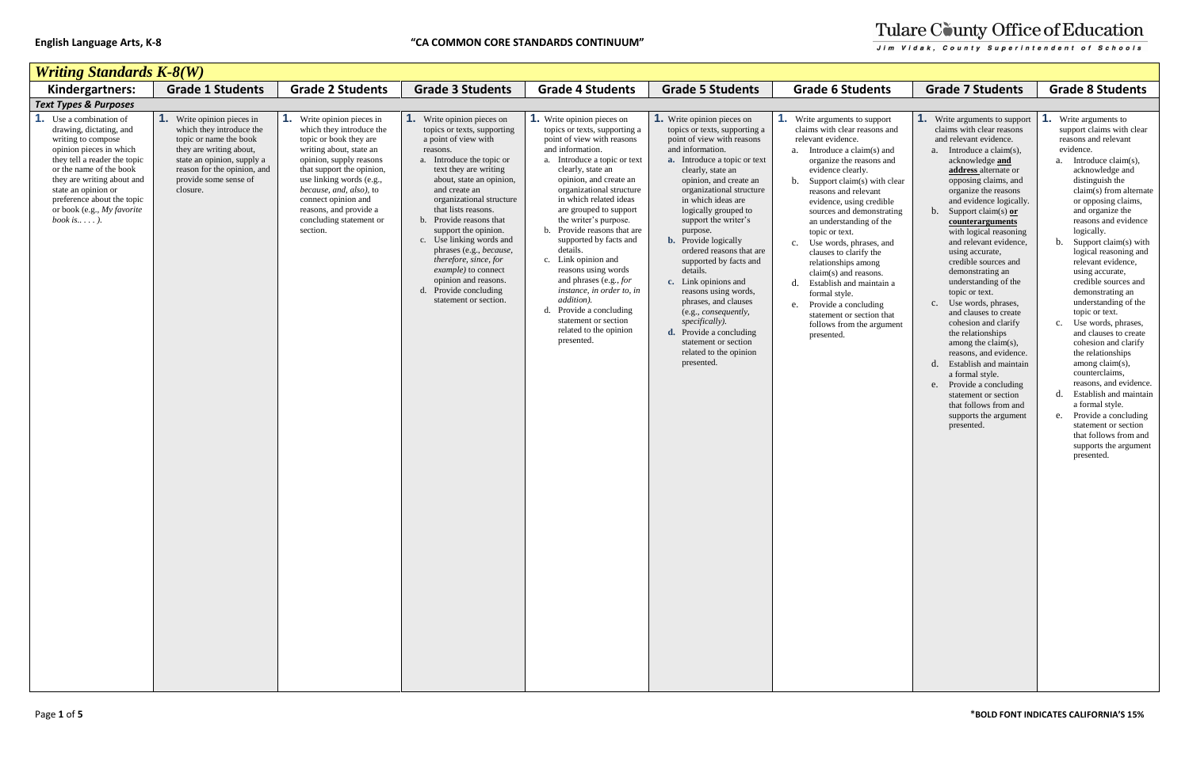**English Language Arts, K-8** — **"CA COMMON CORE STANDARDS CONTINUUM"** — Tulare County Office of Education, Jim Vidak, County Superintendent of Schools

## *Writing Standards K-8(W)*

| Kindergartners: | Grade 1 Students | Grade 2 Students | Grade 3 Students | Grade 4 Students | Grade 5 Students | Grade 6 Students | Grade 7 Students | Grade 8 Students |
|---|---|---|---|---|---|---|---|---|
| ***Text Types & Purposes*** | | | | | | | | |
| **1.** Use a combination of drawing, dictating, and writing to compose opinion pieces in which they tell a reader the topic or the name of the book they are writing about and state an opinion or preference about the topic or book (e.g., *My favorite book is. . . .*). | **1.** Write opinion pieces in which they introduce the topic or name the book they are writing about, state an opinion, supply a reason for the opinion, and provide some sense of closure. | **1.** Write opinion pieces in which they introduce the topic or book they are writing about, state an opinion, supply reasons that support the opinion, use linking words (e.g., *because, and, also*), to connect opinion and reasons, and provide a concluding statement or section. | **1.** Write opinion pieces on topics or texts, supporting a point of view with reasons.<br>a. Introduce the topic or text they are writing about, state an opinion, and create an organizational structure that lists reasons.<br>b. Provide reasons that support the opinion.<br>c. Use linking words and phrases (e.g., *because, therefore, since, for example*) to connect opinion and reasons.<br>d. Provide concluding statement or section. | **1.** Write opinion pieces on topics or texts, supporting a point of view with reasons and information.<br>a. Introduce a topic or text clearly, state an opinion, and create an organizational structure in which related ideas are grouped to support the writer's purpose.<br>b. Provide reasons that are supported by facts and details.<br>c. Link opinion and reasons using words and phrases (e.g., *for instance, in order to, in addition).*<br>d. Provide a concluding statement or section related to the opinion presented. | **1.** Write opinion pieces on topics or texts, supporting a point of view with reasons and information.<br>**a.** Introduce a topic or text clearly, state an opinion, and create an organizational structure in which ideas are logically grouped to support the writer's purpose.<br>**b.** Provide logically ordered reasons that are supported by facts and details.<br>**c.** Link opinions and reasons using words, phrases, and clauses (e.g., *consequently, specifically).*<br>**d.** Provide a concluding statement or section related to the opinion presented. | **1.** Write arguments to support claims with clear reasons and relevant evidence.<br>a. Introduce a claim(s) and organize the reasons and evidence clearly.<br>b. Support claim(s) with clear reasons and relevant evidence, using credible sources and demonstrating an understanding of the topic or text.<br>c. Use words, phrases, and clauses to clarify the relationships among claim(s) and reasons.<br>d. Establish and maintain a formal style.<br>e. Provide a concluding statement or section that follows from the argument presented. | **1.** Write arguments to support claims with clear reasons and relevant evidence.<br>a. Introduce a claim(s), acknowledge **and address** alternate or opposing claims, and organize the reasons and evidence logically.<br>b. Support claim(s) **or counterarguments** with logical reasoning and relevant evidence, using accurate, credible sources and demonstrating an understanding of the topic or text.<br>c. Use words, phrases, and clauses to create cohesion and clarify the relationships among the claim(s), reasons, and evidence.<br>d. Establish and maintain a formal style.<br>e. Provide a concluding statement or section that follows from and supports the argument presented. | **1.** Write arguments to support claims with clear reasons and relevant evidence.<br>a. Introduce claim(s), acknowledge and distinguish the claim(s) from alternate or opposing claims, and organize the reasons and evidence logically.<br>b. Support claim(s) with logical reasoning and relevant evidence, using accurate, credible sources and demonstrating an understanding of the topic or text.<br>c. Use words, phrases, and clauses to create cohesion and clarify the relationships among claim(s), counterclaims, reasons, and evidence.<br>d. Establish and maintain a formal style.<br>e. Provide a concluding statement or section that follows from and supports the argument presented. |

**\*BOLD FONT INDICATES CALIFORNIA'S 15%**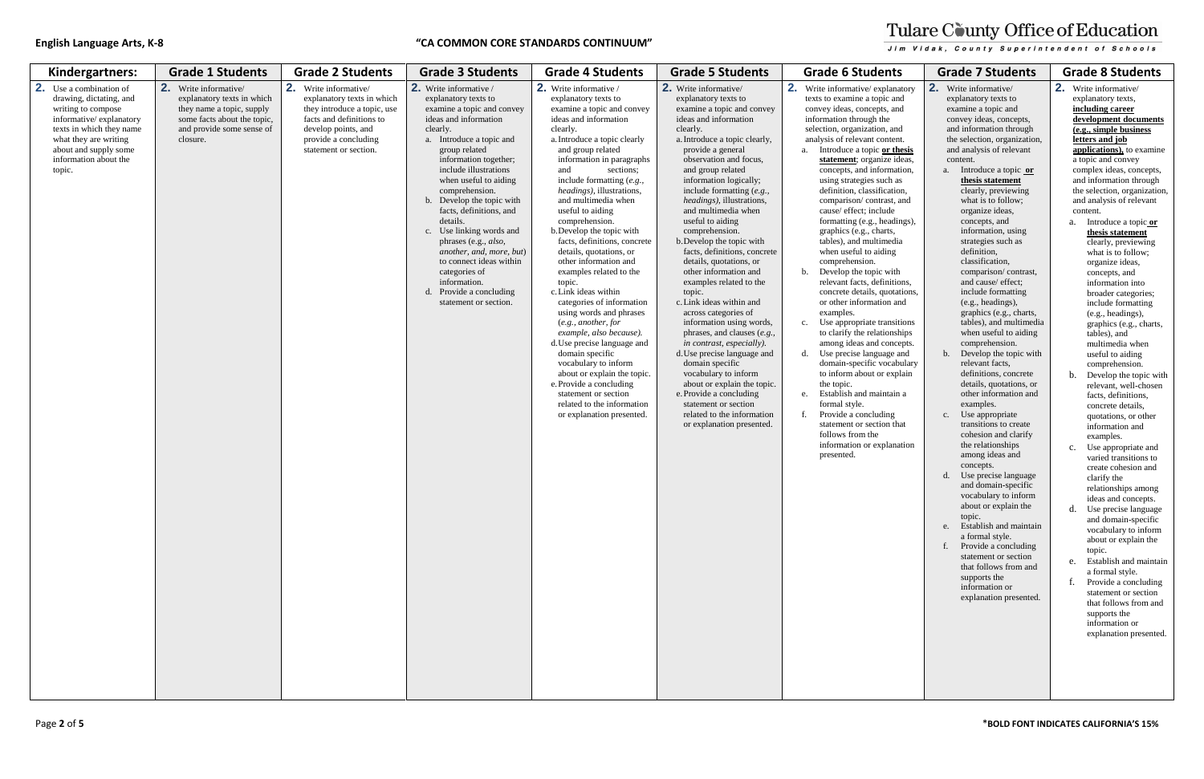| Kindergartners: | Grade 1 Students | Grade 2 Students | Grade 3 Students | Grade 4 Students | Grade 5 Students | Grade 6 Students | Grade 7 Students | Grade 8 Students |
|---|---|---|---|---|---|---|---|---|
| **2.** Use a combination of drawing, dictating, and writing to compose informative/ explanatory texts in which they name what they are writing about and supply some information about the topic. | **2.** Write informative/ explanatory texts in which they name a topic, supply some facts about the topic, and provide some sense of closure. | **2.** Write informative/ explanatory texts in which they introduce a topic, use facts and definitions to develop points, and provide a concluding statement or section. | **2.** Write informative / explanatory texts to examine a topic and convey ideas and information clearly.<br>a. Introduce a topic and group related information together; include illustrations when useful to aiding comprehension.<br>b. Develop the topic with facts, definitions, and details.<br>c. Use linking words and phrases (e.g., *also, another, and, more, but*) to connect ideas within categories of information.<br>d. Provide a concluding statement or section. | **2.** Write informative / explanatory texts to examine a topic and convey ideas and information clearly.<br>a. Introduce a topic clearly and group related information in paragraphs and sections; include formatting (*e.g., headings*), illustrations, and multimedia when useful to aiding comprehension.<br>b. Develop the topic with facts, definitions, concrete details, quotations, or other information and examples related to the topic.<br>c. Link ideas within categories of information using words and phrases (*e.g., another, for example, also because).*<br>d. Use precise language and domain specific vocabulary to inform about or explain the topic.<br>e. Provide a concluding statement or section related to the information or explanation presented. | **2.** Write informative/ explanatory texts to examine a topic and convey ideas and information clearly.<br>a. Introduce a topic clearly, provide a general observation and focus, and group related information logically; include formatting (*e.g., headings*), illustrations, and multimedia when useful to aiding comprehension.<br>b. Develop the topic with facts, definitions, concrete details, quotations, or other information and examples related to the topic.<br>c. Link ideas within and across categories of information using words, phrases, and clauses (*e.g., in contrast, especially).*<br>d. Use precise language and domain specific vocabulary to inform about or explain the topic.<br>e. Provide a concluding statement or section related to the information or explanation presented. | **2.** Write informative/ explanatory texts to examine a topic and convey ideas, concepts, and information through the selection, organization, and analysis of relevant content.<br>a. Introduce a topic **or thesis statement**; organize ideas, concepts, and information, using strategies such as definition, classification, comparison/ contrast, and cause/ effect; include formatting (e.g., headings), graphics (e.g., charts, tables), and multimedia when useful to aiding comprehension.<br>b. Develop the topic with relevant facts, definitions, concrete details, quotations, or other information and examples.<br>c. Use appropriate transitions to clarify the relationships among ideas and concepts.<br>d. Use precise language and domain-specific vocabulary to inform about or explain the topic.<br>e. Establish and maintain a formal style.<br>f. Provide a concluding statement or section that follows from the information or explanation presented. | **2.** Write informative/ explanatory texts to examine a topic and convey ideas, concepts, and information through the selection, organization, and analysis of relevant content.<br>a. Introduce a topic **or thesis statement** clearly, previewing what is to follow; organize ideas, concepts, and information, using strategies such as definition, classification, comparison/ contrast, and cause/ effect; include formatting (e.g., headings), graphics (e.g., charts, tables), and multimedia when useful to aiding comprehension.<br>b. Develop the topic with relevant facts, definitions, concrete details, quotations, or other information and examples.<br>c. Use appropriate transitions to create cohesion and clarify the relationships among ideas and concepts.<br>d. Use precise language and domain-specific vocabulary to inform about or explain the topic.<br>e. Establish and maintain a formal style.<br>f. Provide a concluding statement or section that follows from and supports the information or explanation presented. | **2.** Write informative/ explanatory texts, **including career development documents (e.g., simple business letters and job applications),** to examine a topic and convey complex ideas, concepts, and information through the selection, organization, and analysis of relevant content.<br>a. Introduce a topic **or thesis statement** clearly, previewing what is to follow; organize ideas, concepts, and information into broader categories; include formatting (e.g., headings), graphics (e.g., charts, tables), and multimedia when useful to aiding comprehension.<br>b. Develop the topic with relevant, well-chosen facts, definitions, concrete details, quotations, or other information and examples.<br>c. Use appropriate and varied transitions to create cohesion and clarify the relationships among ideas and concepts.<br>d. Use precise language and domain-specific vocabulary to inform about or explain the topic.<br>e. Establish and maintain a formal style.<br>f. Provide a concluding statement or section that follows from and supports the information or explanation presented. |

**\*BOLD FONT INDICATES CALIFORNIA'S 15%**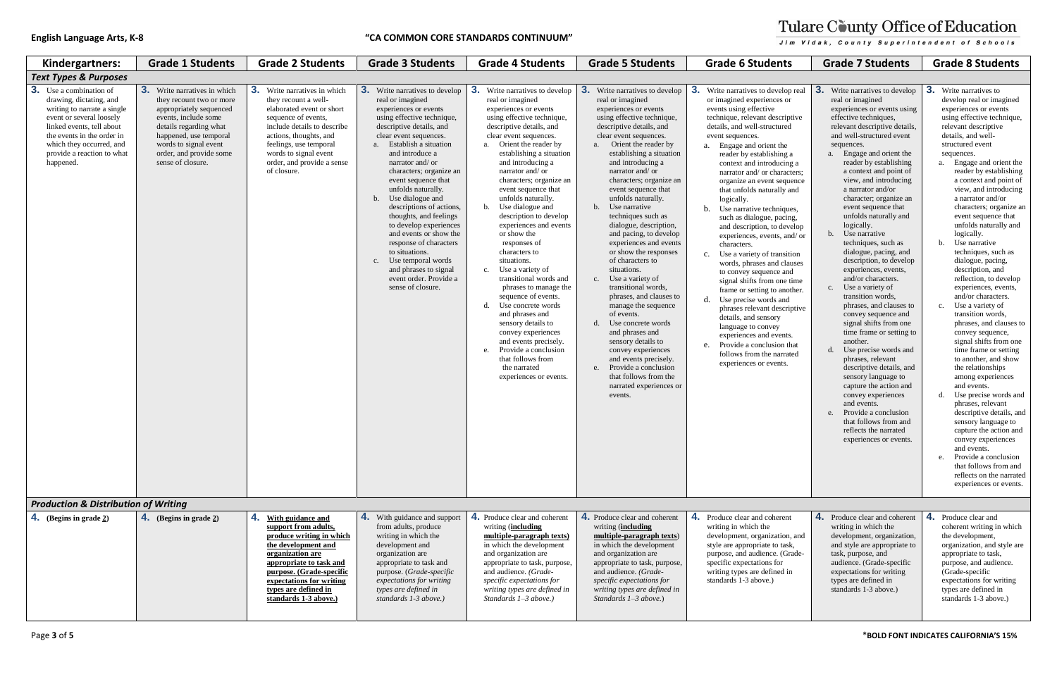**English Language Arts, K-8** **"CA COMMON CORE STANDARDS CONTINUUM"** Tulare County Office of Education — Jim Vidak, County Superintendent of Schools

| Kindergartners: | Grade 1 Students | Grade 2 Students | Grade 3 Students | Grade 4 Students | Grade 5 Students | Grade 6 Students | Grade 7 Students | Grade 8 Students |
|---|---|---|---|---|---|---|---|---|
| ***Text Types & Purposes*** | | | | | | | | |
| **3.** Use a combination of drawing, dictating, and writing to narrate a single event or several loosely linked events, tell about the events in the order in which they occurred, and provide a reaction to what happened. | **3.** Write narratives in which they recount two or more appropriately sequenced events, include some details regarding what happened, use temporal words to signal event order, and provide some sense of closure. | **3.** Write narratives in which they recount a well-elaborated event or short sequence of events, include details to describe actions, thoughts, and feelings, use temporal words to signal event order, and provide a sense of closure. | **3.** Write narratives to develop real or imagined experiences or events using effective technique, descriptive details, and clear event sequences.<br>a. Establish a situation and introduce a narrator and/ or characters; organize an event sequence that unfolds naturally.<br>b. Use dialogue and descriptions of actions, thoughts, and feelings to develop experiences and events or show the response of characters to situations.<br>c. Use temporal words and phrases to signal event order. Provide a sense of closure. | **3.** Write narratives to develop real or imagined experiences or events using effective technique, descriptive details, and clear event sequences.<br>a. Orient the reader by establishing a situation and introducing a narrator and/ or characters; organize an event sequence that unfolds naturally.<br>b. Use dialogue and description to develop experiences and events or show the responses of characters to situations.<br>c. Use a variety of transitional words and phrases to manage the sequence of events.<br>d. Use concrete words and phrases and sensory details to convey experiences and events precisely.<br>e. Provide a conclusion that follows from the narrated experiences or events. | **3.** Write narratives to develop real or imagined experiences or events using effective technique, descriptive details, and clear event sequences.<br>a. Orient the reader by establishing a situation and introducing a narrator and/ or characters; organize an event sequence that unfolds naturally.<br>b. Use narrative techniques such as dialogue, description, and pacing, to develop experiences and events or show the responses of characters to situations.<br>c. Use a variety of transitional words, phrases, and clauses to manage the sequence of events.<br>d. Use concrete words and phrases and sensory details to convey experiences and events precisely.<br>e. Provide a conclusion that follows from the narrated experiences or events. | **3.** Write narratives to develop real or imagined experiences or events using effective technique, relevant descriptive details, and well-structured event sequences.<br>a. Engage and orient the reader by establishing a context and introducing a narrator and/ or characters; organize an event sequence that unfolds naturally and logically.<br>b. Use narrative techniques, such as dialogue, pacing, and description, to develop experiences, events, and/ or characters.<br>c. Use a variety of transition words, phrases and clauses to convey sequence and signal shifts from one time frame or setting to another.<br>d. Use precise words and phrases relevant descriptive details, and sensory language to convey experiences and events.<br>e. Provide a conclusion that follows from the narrated experiences or events. | **3.** Write narratives to develop real or imagined experiences or events using effective techniques, relevant descriptive details, and well-structured event sequences.<br>a. Engage and orient the reader by establishing a context and point of view, and introducing a narrator and/or character; organize an event sequence that unfolds naturally and logically.<br>b. Use narrative techniques, such as dialogue, pacing, and description, to develop experiences, events, and/or characters.<br>c. Use a variety of transition words, phrases, and clauses to convey sequence and signal shifts from one time frame or setting to another.<br>d. Use precise words and phrases, relevant descriptive details, and sensory language to capture the action and convey experiences and events.<br>e. Provide a conclusion that follows from and reflects the narrated experiences or events. | **3.** Write narratives to develop real or imagined experiences or events using effective technique, relevant descriptive details, and well-structured event sequences.<br>a. Engage and orient the reader by establishing a context and point of view, and introducing a narrator and/or characters; organize an event sequence that unfolds naturally and logically.<br>b. Use narrative techniques, such as dialogue, pacing, description, and reflection, to develop experiences, events, and/or characters.<br>c. Use a variety of transition words, phrases, and clauses to convey sequence, signal shifts from one time frame or setting to another, and show the relationships among experiences and events.<br>d. Use precise words and phrases, relevant descriptive details, and sensory language to capture the action and convey experiences and events.<br>e. Provide a conclusion that follows from and reflects on the narrated experiences or events. |
| ***Production & Distribution of Writing*** | | | | | | | | |
| **4. (Begins in grade 2)** | **4. (Begins in grade 2)** | **4. With guidance and support from adults, produce writing in which the development and organization are appropriate to task and purpose. (Grade-specific expectations for writing types are defined in standards 1-3 above.)** | **4.** With guidance and support from adults, produce writing in which the development and organization are appropriate to task and purpose. *(Grade-specific expectations for writing types are defined in standards 1-3 above.)* | **4.** Produce clear and coherent writing (**including multiple-paragraph texts**) in which the development and organization are appropriate to task, purpose, and audience. *(Grade-specific expectations for writing types are defined in Standards 1–3 above.)* | **4.** Produce clear and coherent writing (**including multiple-paragraph texts**) in which the development and organization are appropriate to task, purpose, and audience. *(Grade-specific expectations for writing types are defined in Standards 1–3 above.)* | **4.** Produce clear and coherent writing in which the development, organization, and style are appropriate to task, purpose, and audience. (Grade-specific expectations for writing types are defined in standards 1-3 above.) | **4.** Produce clear and coherent writing in which the development, organization, and style are appropriate to task, purpose, and audience. (Grade-specific expectations for writing types are defined in standards 1-3 above.) | **4.** Produce clear and coherent writing in which the development, organization, and style are appropriate to task, purpose, and audience. (Grade-specific expectations for writing types are defined in standards 1-3 above.) |

*BOLD FONT INDICATES CALIFORNIA'S 15%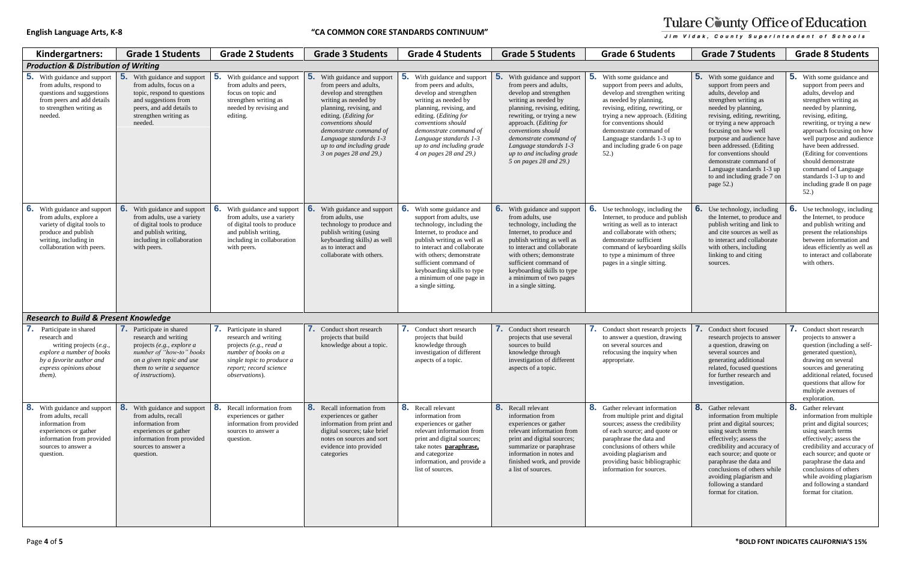| Kindergartners: | Grade 1 Students | Grade 2 Students | Grade 3 Students | Grade 4 Students | Grade 5 Students | Grade 6 Students | Grade 7 Students | Grade 8 Students |
|---|---|---|---|---|---|---|---|---|
| ***Production & Distribution of Writing*** | | | | | | | | |
| **5.** With guidance and support from adults, respond to questions and suggestions from peers and add details to strengthen writing as needed. | **5.** With guidance and support from adults, focus on a topic, respond to questions and suggestions from peers, and add details to strengthen writing as needed. | **5.** With guidance and support from adults and peers, focus on topic and strengthen writing as needed by revising and editing. | **5.** With guidance and support from peers and adults, develop and strengthen writing as needed by planning, revising, and editing. (*Editing for conventions should demonstrate command of Language standards 1-3 up to and including grade 3 on pages 28 and 29.*) | **5.** With guidance and support from peers and adults, develop and strengthen writing as needed by planning, revising, and editing. (*Editing for conventions should demonstrate command of Language standards 1-3 up to and including grade 4 on pages 28 and 29.*) | **5.** With guidance and support from peers and adults, develop and strengthen writing as needed by planning, revising, editing, rewriting, or trying a new approach. (*Editing for conventions should demonstrate command of Language standards 1-3 up to and including grade 5 on pages 28 and 29.*) | **5.** With some guidance and support from peers and adults, develop and strengthen writing as needed by planning, revising, editing, rewriting, or trying a new approach. (Editing for conventions should demonstrate command of Language standards 1-3 up to and including grade 6 on page 52.) | **5.** With some guidance and support from peers and adults, develop and strengthen writing as needed by planning, revising, editing, rewriting, or trying a new approach focusing on how well purpose and audience have been addressed. (Editing for conventions should demonstrate command of Language standards 1-3 up to and including grade 7 on page 52.) | **5.** With some guidance and support from peers and adults, develop and strengthen writing as needed by planning, revising, editing, rewriting, or trying a new approach focusing on how well purpose and audience have been addressed. (Editing for conventions should demonstrate command of Language standards 1-3 up to and including grade 8 on page 52.) |
| **6.** With guidance and support from adults, explore a variety of digital tools to produce and publish writing, including in collaboration with peers. | **6.** With guidance and support from adults, use a variety of digital tools to produce and publish writing, including in collaboration with peers. | **6.** With guidance and support from adults, use a variety of digital tools to produce and publish writing, including in collaboration with peers. | **6.** With guidance and support from adults, use technology to produce and publish writing (using keyboarding skills) as well as to interact and collaborate with others. | **6.** With some guidance and support from adults, use technology, including the Internet, to produce and publish writing as well as to interact and collaborate with others; demonstrate sufficient command of keyboarding skills to type a minimum of one page in a single sitting. | **6.** With guidance and support from adults, use technology, including the Internet, to produce and publish writing as well as to interact and collaborate with others; demonstrate sufficient command of keyboarding skills to type a minimum of two pages in a single sitting. | **6.** Use technology, including the Internet, to produce and publish writing as well as to interact and collaborate with others; demonstrate sufficient command of keyboarding skills to type a minimum of three pages in a single sitting. | **6.** Use technology, including the Internet, to produce and publish writing and link to and cite sources as well as to interact and collaborate with others, including linking to and citing sources. | **6.** Use technology, including the Internet, to produce and publish writing and present the relationships between information and ideas efficiently as well as to interact and collaborate with others. |
| ***Research to Build & Present Knowledge*** | | | | | | | | |
| **7.** Participate in shared research and writing projects (*e.g., explore a number of books by a favorite author and express opinions about them).* | **7.** Participate in shared research and writing projects (*e.g., explore a number of "how-to" books on a given topic and use them to write a sequence of instructions*). | **7.** Participate in shared research and writing projects (*e.g., read a number of books on a single topic to produce a report; record science observations*). | **7.** Conduct short research projects that build knowledge about a topic. | **7.** Conduct short research projects that build knowledge through investigation of different aspects of a topic. | **7.** Conduct short research projects that use several sources to build knowledge through investigation of different aspects of a topic. | **7.** Conduct short research projects to answer a question, drawing on several sources and refocusing the inquiry when appropriate. | **7.** Conduct short focused research projects to answer a question, drawing on several sources and generating additional related, focused questions for further research and investigation. | **7.** Conduct short research projects to answer a question (including a self-generated question), drawing on several sources and generating additional related, focused questions that allow for multiple avenues of exploration. |
| **8.** With guidance and support from adults, recall information from experiences or gather information from provided sources to answer a question. | **8.** With guidance and support from adults, recall information from experiences or gather information from provided sources to answer a question. | **8.** Recall information from experiences or gather information from provided sources to answer a question. | **8.** Recall information from experiences or gather information from print and digital sources; take brief notes on sources and sort evidence into provided categories | **8.** Recall relevant information from experiences or gather relevant information from print and digital sources; take notes **paraphrase,** and categorize information, and provide a list of sources. | **8.** Recall relevant information from experiences or gather relevant information from print and digital sources; summarize or paraphrase information in notes and finished work, and provide a list of sources. | **8.** Gather relevant information from multiple print and digital sources; assess the credibility of each source; and quote or paraphrase the data and conclusions of others while avoiding plagiarism and providing basic bibliographic information for sources. | **8.** Gather relevant information from multiple print and digital sources; using search terms effectively; assess the credibility and accuracy of each source; and quote or paraphrase the data and conclusions of others while avoiding plagiarism and following a standard format for citation. | **8.** Gather relevant information from multiple print and digital sources; using search terms effectively; assess the credibility and accuracy of each source; and quote or paraphrase the data and conclusions of others while avoiding plagiarism and following a standard format for citation. |

*BOLD FONT INDICATES CALIFORNIA'S 15%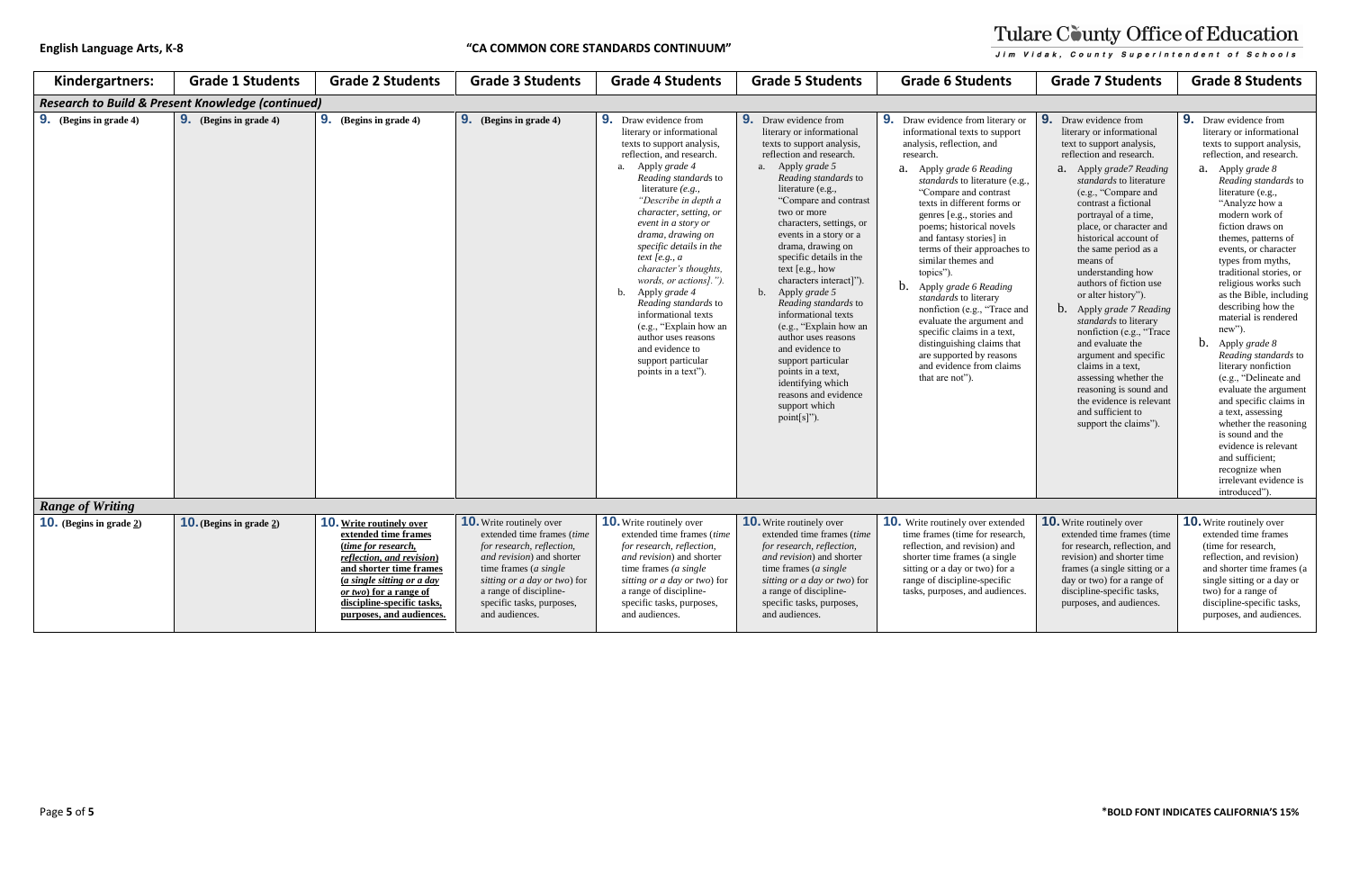**English Language Arts, K-8** **"CA COMMON CORE STANDARDS CONTINUUM"**

Tulare County Office of Education
Jim Vidak, County Superintendent of Schools

| Kindergartners: | Grade 1 Students | Grade 2 Students | Grade 3 Students | Grade 4 Students | Grade 5 Students | Grade 6 Students | Grade 7 Students | Grade 8 Students |
|---|---|---|---|---|---|---|---|---|
| ***Research to Build & Present Knowledge (continued)*** | | | | | | | | |
| **9. (Begins in grade 4)** | **9. (Begins in grade 4)** | **9. (Begins in grade 4)** | **9. (Begins in grade 4)** | **9.** Draw evidence from literary or informational texts to support analysis, reflection, and research. a. Apply *grade 4 Reading standards* to literature (e.g., *"Describe in depth a character, setting, or event in a story or drama, drawing on specific details in the text [e.g., a character's thoughts, words, or actions]."*). b. Apply *grade 4 Reading standards* to informational texts (e.g., "Explain how an author uses reasons and evidence to support particular points in a text"). | **9.** Draw evidence from literary or informational texts to support analysis, reflection and research. a. Apply *grade 5 Reading standards* to literature (e.g., "Compare and contrast two or more characters, settings, or events in a story or a drama, drawing on specific details in the text [e.g., how characters interact]"). b. Apply *grade 5 Reading standards* to informational texts (e.g., "Explain how an author uses reasons and evidence to support particular points in a text, identifying which reasons and evidence support which point[s]"). | **9.** Draw evidence from literary or informational texts to support analysis, reflection, and research. a. Apply *grade 6 Reading standards* to literature (e.g., "Compare and contrast texts in different forms or genres [e.g., stories and poems; historical novels and fantasy stories] in terms of their approaches to similar themes and topics"). b. Apply *grade 6 Reading standards* to literary nonfiction (e.g., "Trace and evaluate the argument and specific claims in a text, distinguishing claims that are supported by reasons and evidence from claims that are not"). | **9.** Draw evidence from literary or informational text to support analysis, reflection and research. a. Apply *grade7 Reading standards* to literature (e.g., "Compare and contrast a fictional portrayal of a time, place, or character and historical account of the same period as a means of understanding how authors of fiction use or alter history"). b. Apply *grade 7 Reading standards* to literary nonfiction (e.g., "Trace and evaluate the argument and specific claims in a text, assessing whether the reasoning is sound and the evidence is relevant and sufficient to support the claims"). | **9.** Draw evidence from literary or informational texts to support analysis, reflection, and research. a. Apply *grade 8 Reading standards* to literature (e.g., "Analyze how a modern work of fiction draws on themes, patterns of events, or character types from myths, traditional stories, or religious works such as the Bible, including describing how the material is rendered new"). b. Apply *grade 8 Reading standards* to literary nonfiction (e.g., "Delineate and evaluate the argument and specific claims in a text, assessing whether the reasoning is sound and the evidence is relevant and sufficient; recognize when irrelevant evidence is introduced"). |
| ***Range of Writing*** | | | | | | | | |
| **10. (Begins in grade 2)** | **10. (Begins in grade 2)** | **10. Write routinely over extended time frames (*time for research, reflection, and revision*) and shorter time frames (*a single sitting or a day or two*) for a range of discipline-specific tasks, purposes, and audiences.** | **10.** Write routinely over extended time frames (*time for research, reflection, and revision*) and shorter time frames (*a single sitting or a day or two*) for a range of discipline-specific tasks, purposes, and audiences. | **10.** Write routinely over extended time frames (*time for research, reflection, and revision*) and shorter time frames *(a single sitting or a day or two*) for a range of discipline-specific tasks, purposes, and audiences. | **10.** Write routinely over extended time frames (*time for research, reflection, and revision*) and shorter time frames (*a single sitting or a day or two*) for a range of discipline-specific tasks, purposes, and audiences. | **10.** Write routinely over extended time frames (time for research, reflection, and revision) and shorter time frames (a single sitting or a day or two) for a range of discipline-specific tasks, purposes, and audiences. | **10.** Write routinely over extended time frames (time for research, reflection, and revision) and shorter time frames (a single sitting or a day or two) for a range of discipline-specific tasks, purposes, and audiences. | **10.** Write routinely over extended time frames (time for research, reflection, and revision) and shorter time frames (a single sitting or a day or two) for a range of discipline-specific tasks, purposes, and audiences. |

***BOLD FONT INDICATES CALIFORNIA'S 15%**